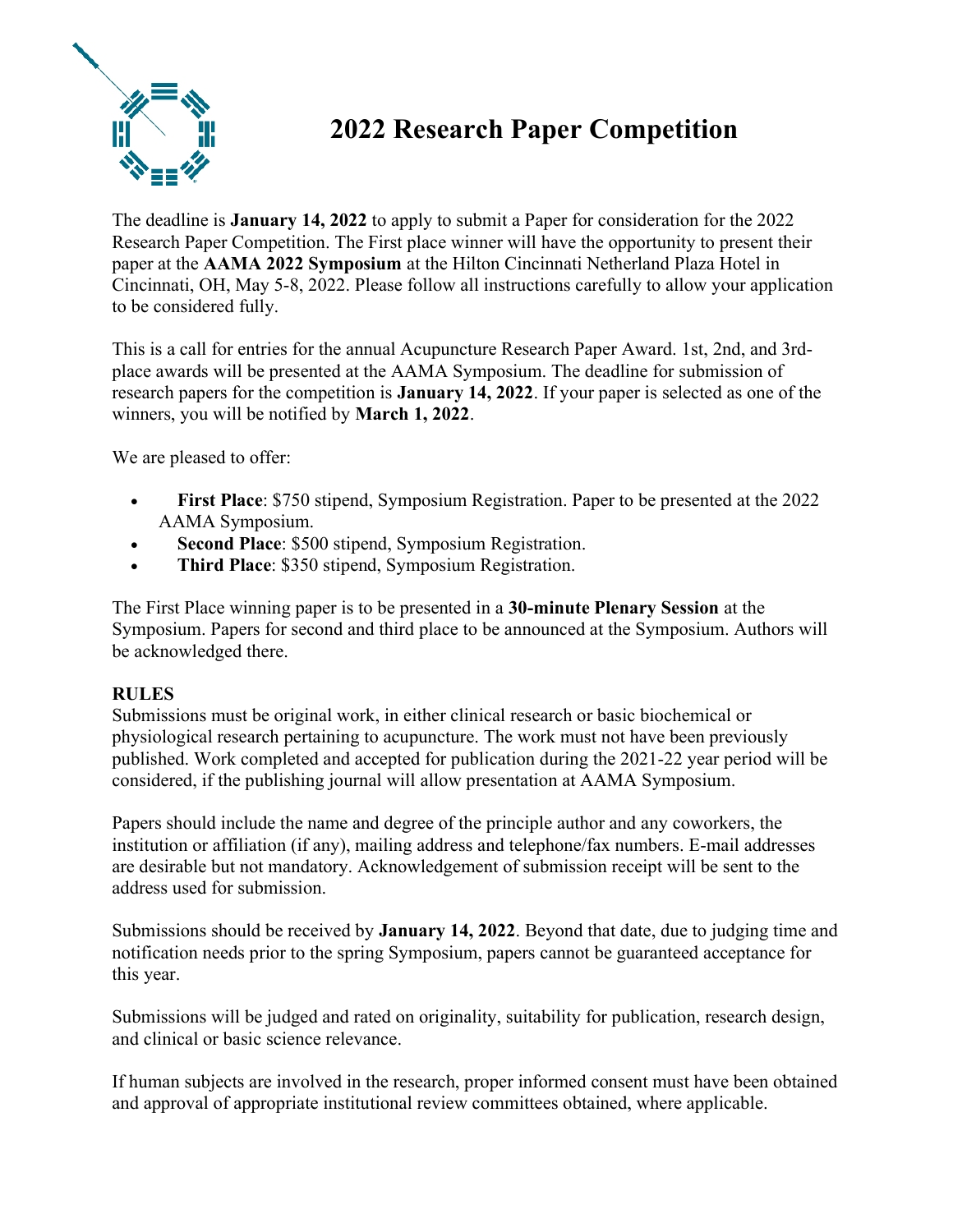# 2022 Research Paper Competition

The deadline is **January 14, 2022** to apply to submit a Paper for consideration for the 2022 Research Paper Competition. The First place winner will have the opportunity to present their paper at the **AAMA 2022 Symposium** at the Hilton Cincinnati Netherland Plaza Hotel in Cincinnati, OH, May 5-8, 2022. Please follow all instructions carefully to allow your application to be considered fully.

This is a call for entries for the annual Acupuncture Research Paper Award. 1st, 2nd, and 3rd-place awards will be presented at the AAMA Symposium. The deadline for submission of research papers for the competition is **January 14, 2022**. If your paper is selected as one of the winners, you will be notified by **March 1, 2022**.

We are pleased to offer:

- **First Place**: $750 stipend, Symposium Registration. Paper to be presented at the 2022 AAMA Symposium.
- **Second Place**: $500 stipend, Symposium Registration.
- **Third Place**: $350 stipend, Symposium Registration.

The First Place winning paper is to be presented in a **30-minute Plenary Session** at the Symposium. Papers for second and third place to be announced at the Symposium. Authors will be acknowledged there.

**RULES**

Submissions must be original work, in either clinical research or basic biochemical or physiological research pertaining to acupuncture. The work must not have been previously published. Work completed and accepted for publication during the 2021-22 year period will be considered, if the publishing journal will allow presentation at AAMA Symposium.

Papers should include the name and degree of the principle author and any coworkers, the institution or affiliation (if any), mailing address and telephone/fax numbers. E-mail addresses are desirable but not mandatory. Acknowledgement of submission receipt will be sent to the address used for submission.

Submissions should be received by **January 14, 2022**. Beyond that date, due to judging time and notification needs prior to the spring Symposium, papers cannot be guaranteed acceptance for this year.

Submissions will be judged and rated on originality, suitability for publication, research design, and clinical or basic science relevance.

If human subjects are involved in the research, proper informed consent must have been obtained and approval of appropriate institutional review committees obtained, where applicable.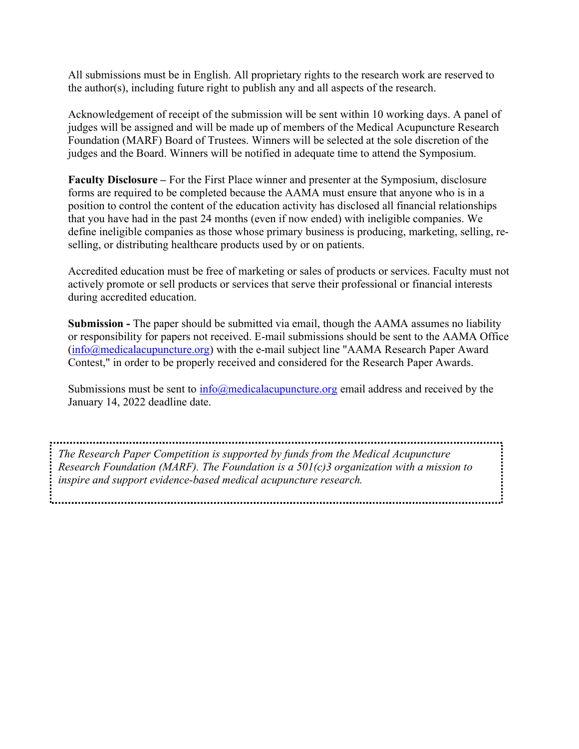All submissions must be in English. All proprietary rights to the research work are reserved to the author(s), including future right to publish any and all aspects of the research.

Acknowledgement of receipt of the submission will be sent within 10 working days. A panel of judges will be assigned and will be made up of members of the Medical Acupuncture Research Foundation (MARF) Board of Trustees. Winners will be selected at the sole discretion of the judges and the Board. Winners will be notified in adequate time to attend the Symposium.

**Faculty Disclosure –** For the First Place winner and presenter at the Symposium, disclosure forms are required to be completed because the AAMA must ensure that anyone who is in a position to control the content of the education activity has disclosed all financial relationships that you have had in the past 24 months (even if now ended) with ineligible companies. We define ineligible companies as those whose primary business is producing, marketing, selling, re-selling, or distributing healthcare products used by or on patients.

Accredited education must be free of marketing or sales of products or services. Faculty must not actively promote or sell products or services that serve their professional or financial interests during accredited education.

**Submission -** The paper should be submitted via email, though the AAMA assumes no liability or responsibility for papers not received. E-mail submissions should be sent to the AAMA Office (info@medicalacupuncture.org) with the e-mail subject line "AAMA Research Paper Award Contest," in order to be properly received and considered for the Research Paper Awards.

Submissions must be sent to info@medicalacupuncture.org email address and received by the January 14, 2022 deadline date.

*The Research Paper Competition is supported by funds from the Medical Acupuncture Research Foundation (MARF). The Foundation is a 501(c)3 organization with a mission to inspire and support evidence-based medical acupuncture research.*